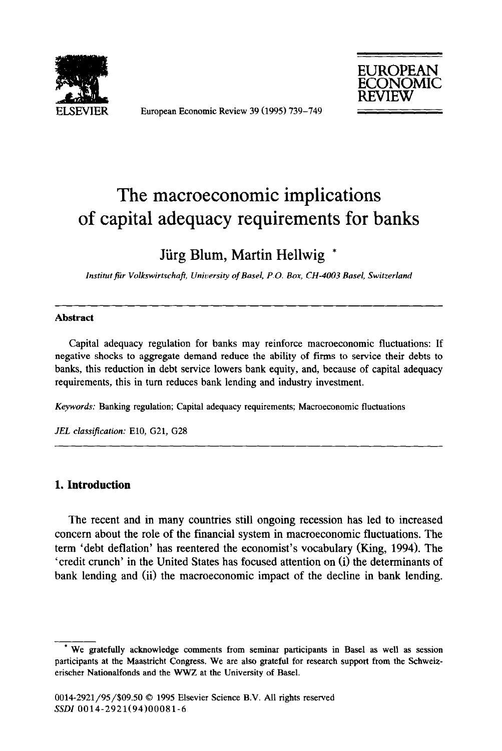# The macroeconomic implications of capital adequacy requirements for banks

**Jürg Blum, Martin Hellwig** *

*Institut für Volkswirtschaft, University of Basel, P.O. Box, CH-4003 Basel, Switzerland*

---

**Abstract**

Capital adequacy regulation for banks may reinforce macroeconomic fluctuations: If negative shocks to aggregate demand reduce the ability of firms to service their debts to banks, this reduction in debt service lowers bank equity, and, because of capital adequacy requirements, this in turn reduces bank lending and industry investment.

*Keywords:* Banking regulation; Capital adequacy requirements; Macroeconomic fluctuations

*JEL classification:* E10, G21, G28

---

## 1. Introduction

The recent and in many countries still ongoing recession has led to increased concern about the role of the financial system in macroeconomic fluctuations. The term 'debt deflation' has reentered the economist's vocabulary (King, 1994). The 'credit crunch' in the United States has focused attention on (i) the determinants of bank lending and (ii) the macroeconomic impact of the decline in bank lending.

---

* We gratefully acknowledge comments from seminar participants in Basel as well as session participants at the Maastricht Congress. We are also grateful for research support from the Schweizerischer Nationalfonds and the WWZ at the University of Basel.

0014-2921/95/$09.50 © 1995 Elsevier Science B.V. All rights reserved
SSDI 0014-2921(94)00081-6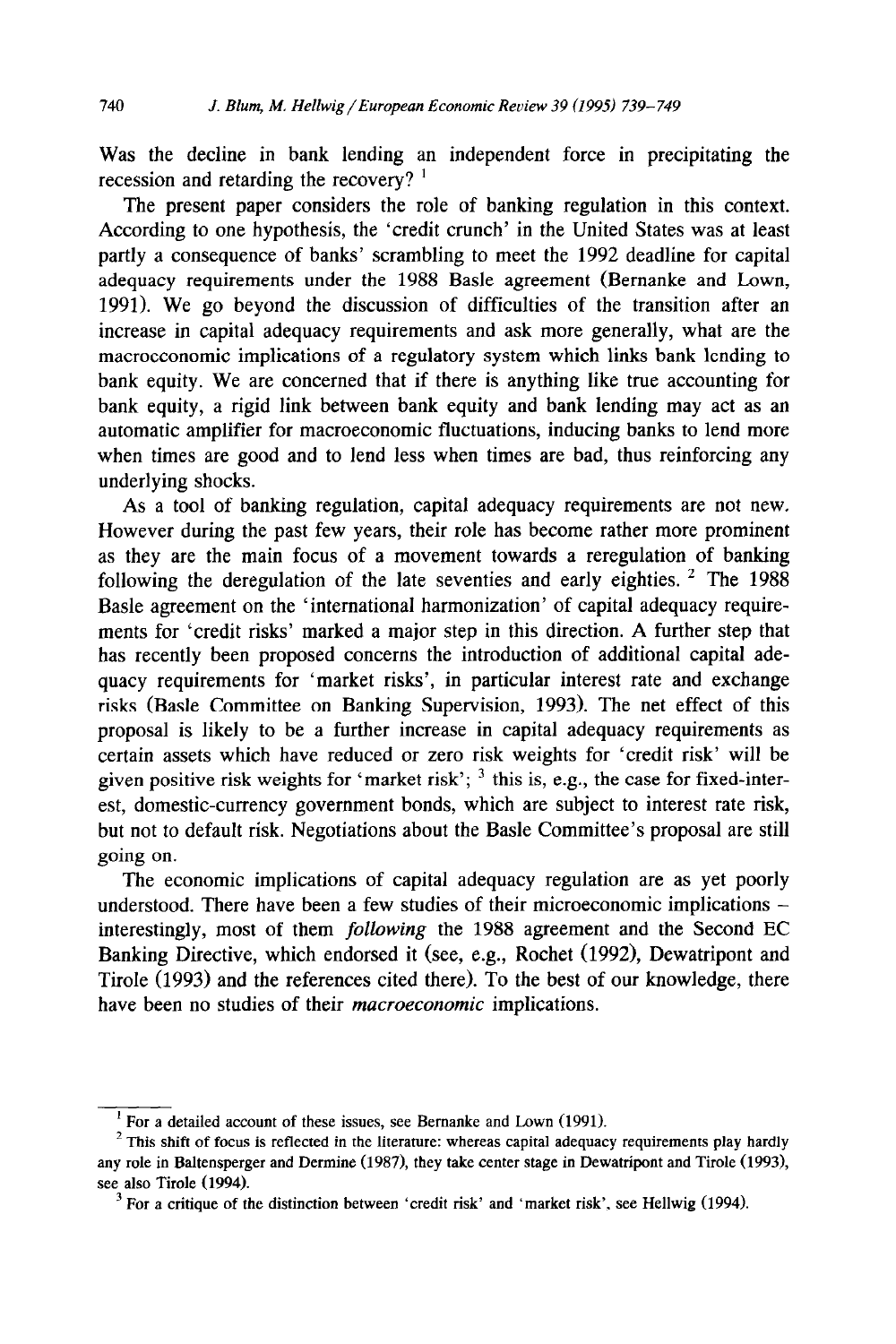Was the decline in bank lending an independent force in precipitating the recession and retarding the recovery? [1]

The present paper considers the role of banking regulation in this context. According to one hypothesis, the 'credit crunch' in the United States was at least partly a consequence of banks' scrambling to meet the 1992 deadline for capital adequacy requirements under the 1988 Basle agreement (Bernanke and Lown, 1991). We go beyond the discussion of difficulties of the transition after an increase in capital adequacy requirements and ask more generally, what are the macroeconomic implications of a regulatory system which links bank lending to bank equity. We are concerned that if there is anything like true accounting for bank equity, a rigid link between bank equity and bank lending may act as an automatic amplifier for macroeconomic fluctuations, inducing banks to lend more when times are good and to lend less when times are bad, thus reinforcing any underlying shocks.

As a tool of banking regulation, capital adequacy requirements are not new. However during the past few years, their role has become rather more prominent as they are the main focus of a movement towards a reregulation of banking following the deregulation of the late seventies and early eighties. [2] The 1988 Basle agreement on the 'international harmonization' of capital adequacy requirements for 'credit risks' marked a major step in this direction. A further step that has recently been proposed concerns the introduction of additional capital adequacy requirements for 'market risks', in particular interest rate and exchange risks (Basle Committee on Banking Supervision, 1993). The net effect of this proposal is likely to be a further increase in capital adequacy requirements as certain assets which have reduced or zero risk weights for 'credit risk' will be given positive risk weights for 'market risk'; [3] this is, e.g., the case for fixed-interest, domestic-currency government bonds, which are subject to interest rate risk, but not to default risk. Negotiations about the Basle Committee's proposal are still going on.

The economic implications of capital adequacy regulation are as yet poorly understood. There have been a few studies of their microeconomic implications – interestingly, most of them *following* the 1988 agreement and the Second EC Banking Directive, which endorsed it (see, e.g., Rochet (1992), Dewatripont and Tirole (1993) and the references cited there). To the best of our knowledge, there have been no studies of their *macroeconomic* implications.

---

[1] For a detailed account of these issues, see Bernanke and Lown (1991).

[2] This shift of focus is reflected in the literature: whereas capital adequacy requirements play hardly any role in Baltensperger and Dermine (1987), they take center stage in Dewatripont and Tirole (1993), see also Tirole (1994).

[3] For a critique of the distinction between 'credit risk' and 'market risk', see Hellwig (1994).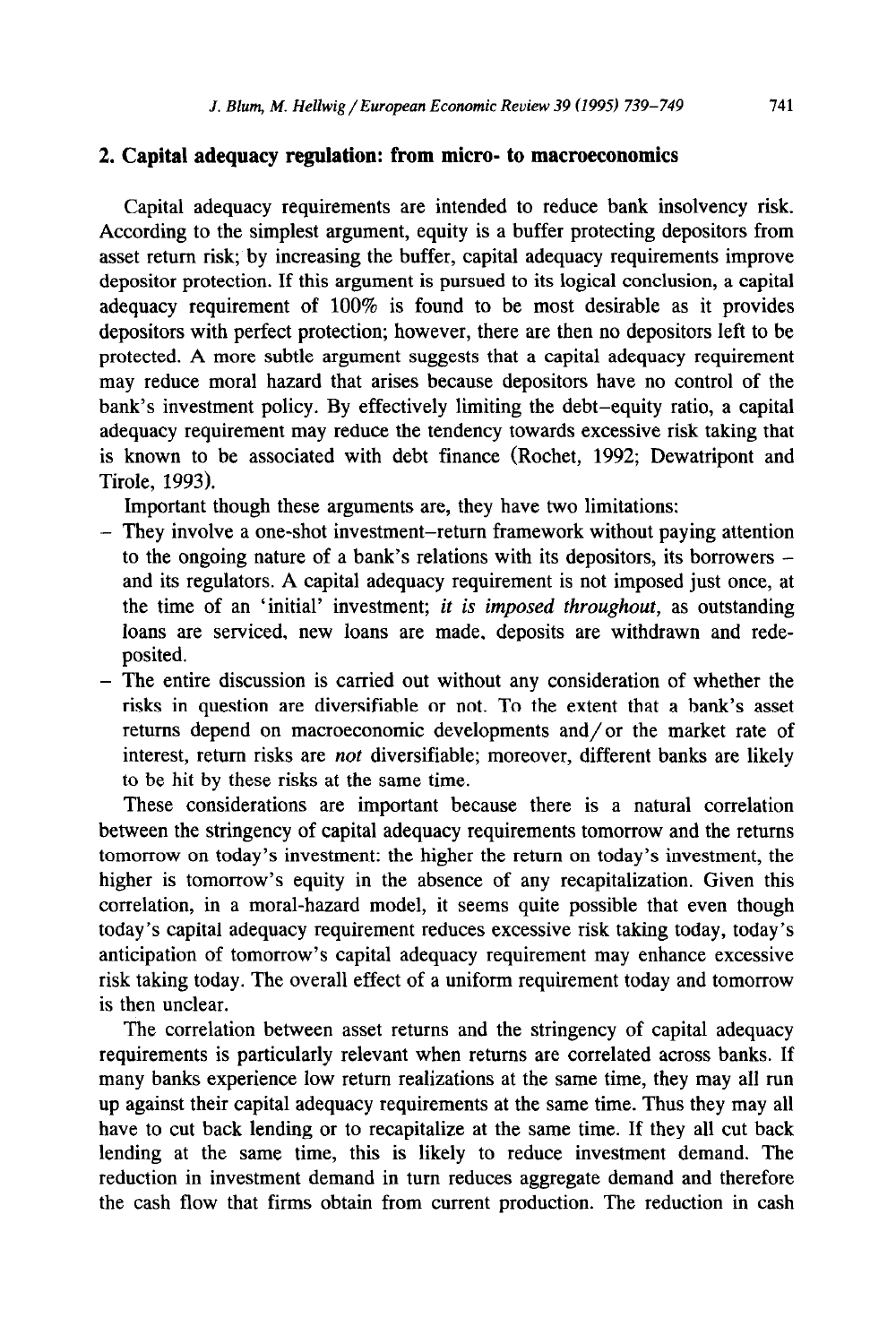## 2. Capital adequacy regulation: from micro- to macroeconomics

Capital adequacy requirements are intended to reduce bank insolvency risk. According to the simplest argument, equity is a buffer protecting depositors from asset return risk; by increasing the buffer, capital adequacy requirements improve depositor protection. If this argument is pursued to its logical conclusion, a capital adequacy requirement of 100% is found to be most desirable as it provides depositors with perfect protection; however, there are then no depositors left to be protected. A more subtle argument suggests that a capital adequacy requirement may reduce moral hazard that arises because depositors have no control of the bank's investment policy. By effectively limiting the debt–equity ratio, a capital adequacy requirement may reduce the tendency towards excessive risk taking that is known to be associated with debt finance (Rochet, 1992; Dewatripont and Tirole, 1993).

Important though these arguments are, they have two limitations:

- They involve a one-shot investment–return framework without paying attention to the ongoing nature of a bank's relations with its depositors, its borrowers – and its regulators. A capital adequacy requirement is not imposed just once, at the time of an 'initial' investment; *it is imposed throughout*, as outstanding loans are serviced, new loans are made, deposits are withdrawn and redeposited.
- The entire discussion is carried out without any consideration of whether the risks in question are diversifiable or not. To the extent that a bank's asset returns depend on macroeconomic developments and/or the market rate of interest, return risks are *not* diversifiable; moreover, different banks are likely to be hit by these risks at the same time.

These considerations are important because there is a natural correlation between the stringency of capital adequacy requirements tomorrow and the returns tomorrow on today's investment: the higher the return on today's investment, the higher is tomorrow's equity in the absence of any recapitalization. Given this correlation, in a moral-hazard model, it seems quite possible that even though today's capital adequacy requirement reduces excessive risk taking today, today's anticipation of tomorrow's capital adequacy requirement may enhance excessive risk taking today. The overall effect of a uniform requirement today and tomorrow is then unclear.

The correlation between asset returns and the stringency of capital adequacy requirements is particularly relevant when returns are correlated across banks. If many banks experience low return realizations at the same time, they may all run up against their capital adequacy requirements at the same time. Thus they may all have to cut back lending or to recapitalize at the same time. If they all cut back lending at the same time, this is likely to reduce investment demand. The reduction in investment demand in turn reduces aggregate demand and therefore the cash flow that firms obtain from current production. The reduction in cash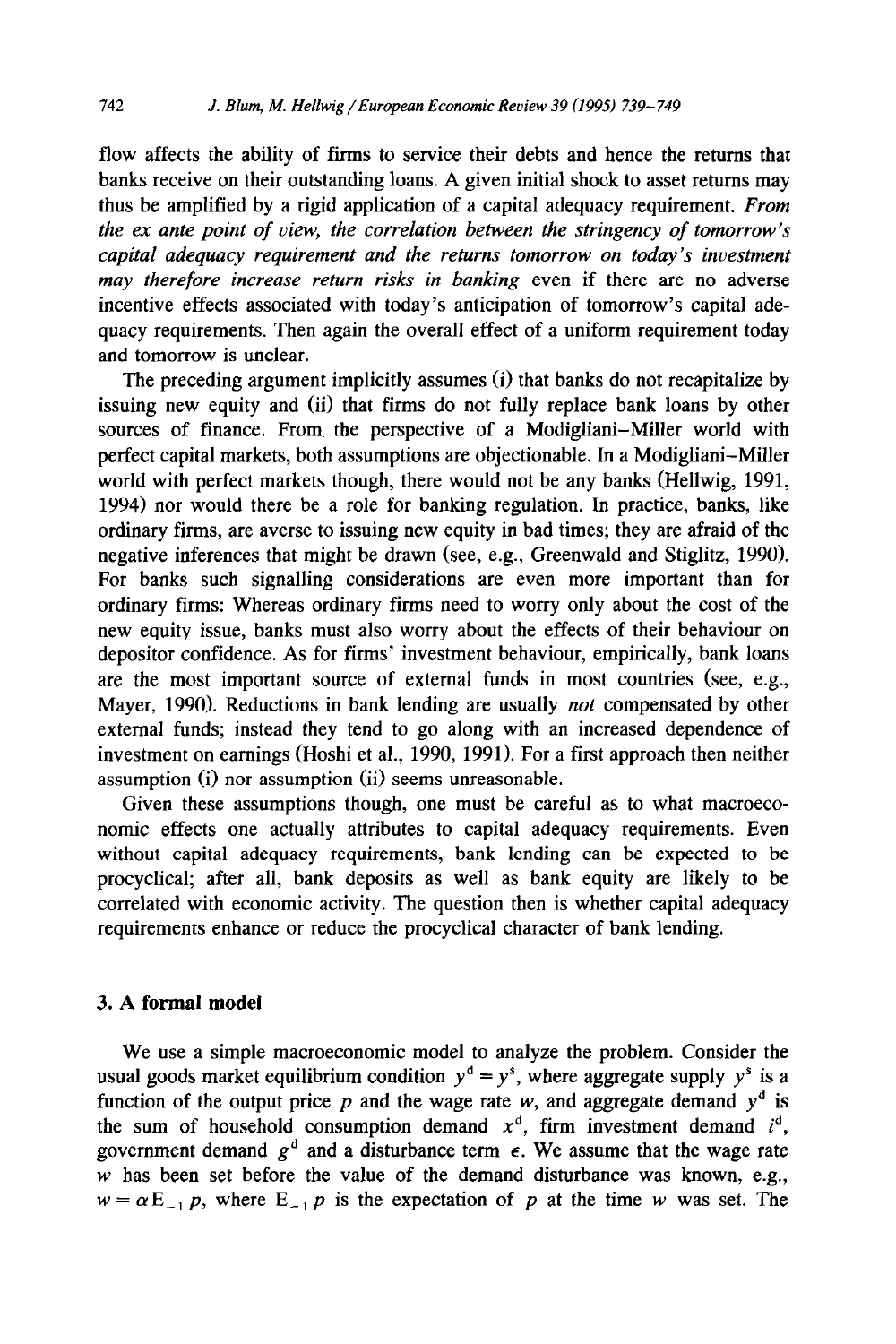flow affects the ability of firms to service their debts and hence the returns that banks receive on their outstanding loans. A given initial shock to asset returns may thus be amplified by a rigid application of a capital adequacy requirement. *From the ex ante point of view, the correlation between the stringency of tomorrow's capital adequacy requirement and the returns tomorrow on today's investment may therefore increase return risks in banking* even if there are no adverse incentive effects associated with today's anticipation of tomorrow's capital adequacy requirements. Then again the overall effect of a uniform requirement today and tomorrow is unclear.

The preceding argument implicitly assumes (i) that banks do not recapitalize by issuing new equity and (ii) that firms do not fully replace bank loans by other sources of finance. From the perspective of a Modigliani–Miller world with perfect capital markets, both assumptions are objectionable. In a Modigliani–Miller world with perfect markets though, there would not be any banks (Hellwig, 1991, 1994) nor would there be a role for banking regulation. In practice, banks, like ordinary firms, are averse to issuing new equity in bad times; they are afraid of the negative inferences that might be drawn (see, e.g., Greenwald and Stiglitz, 1990). For banks such signalling considerations are even more important than for ordinary firms: Whereas ordinary firms need to worry only about the cost of the new equity issue, banks must also worry about the effects of their behaviour on depositor confidence. As for firms' investment behaviour, empirically, bank loans are the most important source of external funds in most countries (see, e.g., Mayer, 1990). Reductions in bank lending are usually *not* compensated by other external funds; instead they tend to go along with an increased dependence of investment on earnings (Hoshi et al., 1990, 1991). For a first approach then neither assumption (i) nor assumption (ii) seems unreasonable.

Given these assumptions though, one must be careful as to what macroeconomic effects one actually attributes to capital adequacy requirements. Even without capital adequacy requirements, bank lending can be expected to be procyclical; after all, bank deposits as well as bank equity are likely to be correlated with economic activity. The question then is whether capital adequacy requirements enhance or reduce the procyclical character of bank lending.

## 3. A formal model

We use a simple macroeconomic model to analyze the problem. Consider the usual goods market equilibrium condition $y^d = y^s$, where aggregate supply $y^s$ is a function of the output price $p$ and the wage rate $w$, and aggregate demand $y^d$ is the sum of household consumption demand $x^d$, firm investment demand $i^d$, government demand $g^d$ and a disturbance term $\epsilon$. We assume that the wage rate $w$ has been set before the value of the demand disturbance was known, e.g., $w = \alpha \mathrm{E}_{-1} p$, where $\mathrm{E}_{-1} p$ is the expectation of $p$ at the time $w$ was set. The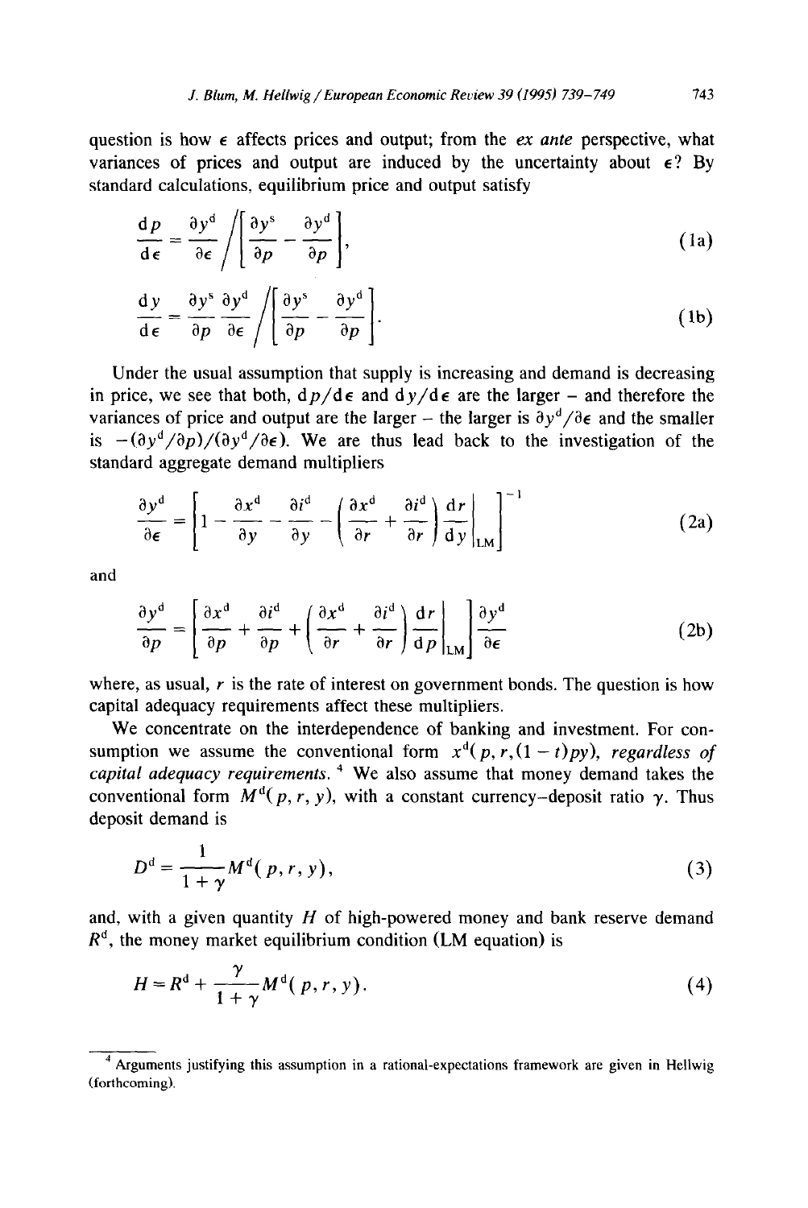question is how $\epsilon$ affects prices and output; from the *ex ante* perspective, what variances of prices and output are induced by the uncertainty about $\epsilon$? By standard calculations, equilibrium price and output satisfy

$$\frac{\mathrm{d}p}{\mathrm{d}\epsilon} = \frac{\partial y^{\mathrm{d}}}{\partial \epsilon} \bigg/ \left[ \frac{\partial y^{\mathrm{s}}}{\partial p} - \frac{\partial y^{\mathrm{d}}}{\partial p} \right], \tag{1a}$$

$$\frac{\mathrm{d}y}{\mathrm{d}\epsilon} = \frac{\partial y^{\mathrm{s}}}{\partial p} \frac{\partial y^{\mathrm{d}}}{\partial \epsilon} \bigg/ \left[ \frac{\partial y^{\mathrm{s}}}{\partial p} - \frac{\partial y^{\mathrm{d}}}{\partial p} \right]. \tag{1b}$$

Under the usual assumption that supply is increasing and demand is decreasing in price, we see that both, $\mathrm{d}p/\mathrm{d}\epsilon$ and $\mathrm{d}y/\mathrm{d}\epsilon$ are the larger – and therefore the variances of price and output are the larger – the larger is $\partial y^{\mathrm{d}}/\partial \epsilon$ and the smaller is $-(\partial y^{\mathrm{d}}/\partial p)/(\partial y^{\mathrm{d}}/\partial \epsilon)$. We are thus lead back to the investigation of the standard aggregate demand multipliers

$$\frac{\partial y^{\mathrm{d}}}{\partial \epsilon} = \left[ 1 - \frac{\partial x^{\mathrm{d}}}{\partial y} - \frac{\partial i^{\mathrm{d}}}{\partial y} - \left( \frac{\partial x^{\mathrm{d}}}{\partial r} + \frac{\partial i^{\mathrm{d}}}{\partial r} \right) \frac{\mathrm{d}r}{\mathrm{d}y} \bigg|_{\mathrm{LM}} \right]^{-1} \tag{2a}$$

and

$$\frac{\partial y^{\mathrm{d}}}{\partial p} = \left[ \frac{\partial x^{\mathrm{d}}}{\partial p} + \frac{\partial i^{\mathrm{d}}}{\partial p} + \left( \frac{\partial x^{\mathrm{d}}}{\partial r} + \frac{\partial i^{\mathrm{d}}}{\partial r} \right) \frac{\mathrm{d}r}{\mathrm{d}p} \bigg|_{\mathrm{LM}} \right] \frac{\partial y^{\mathrm{d}}}{\partial \epsilon} \tag{2b}$$

where, as usual, $r$ is the rate of interest on government bonds. The question is how capital adequacy requirements affect these multipliers.

We concentrate on the interdependence of banking and investment. For consumption we assume the conventional form $x^{\mathrm{d}}(p, r, (1-t)py)$, *regardless of capital adequacy requirements.* [4] We also assume that money demand takes the conventional form $M^{\mathrm{d}}(p, r, y)$, with a constant currency–deposit ratio $\gamma$. Thus deposit demand is

$$D^{\mathrm{d}} = \frac{1}{1+\gamma} M^{\mathrm{d}}(p, r, y), \tag{3}$$

and, with a given quantity $H$ of high-powered money and bank reserve demand $R^{\mathrm{d}}$, the money market equilibrium condition (LM equation) is

$$H = R^{\mathrm{d}} + \frac{\gamma}{1+\gamma} M^{\mathrm{d}}(p, r, y). \tag{4}$$

[4] Arguments justifying this assumption in a rational-expectations framework are given in Hellwig (forthcoming).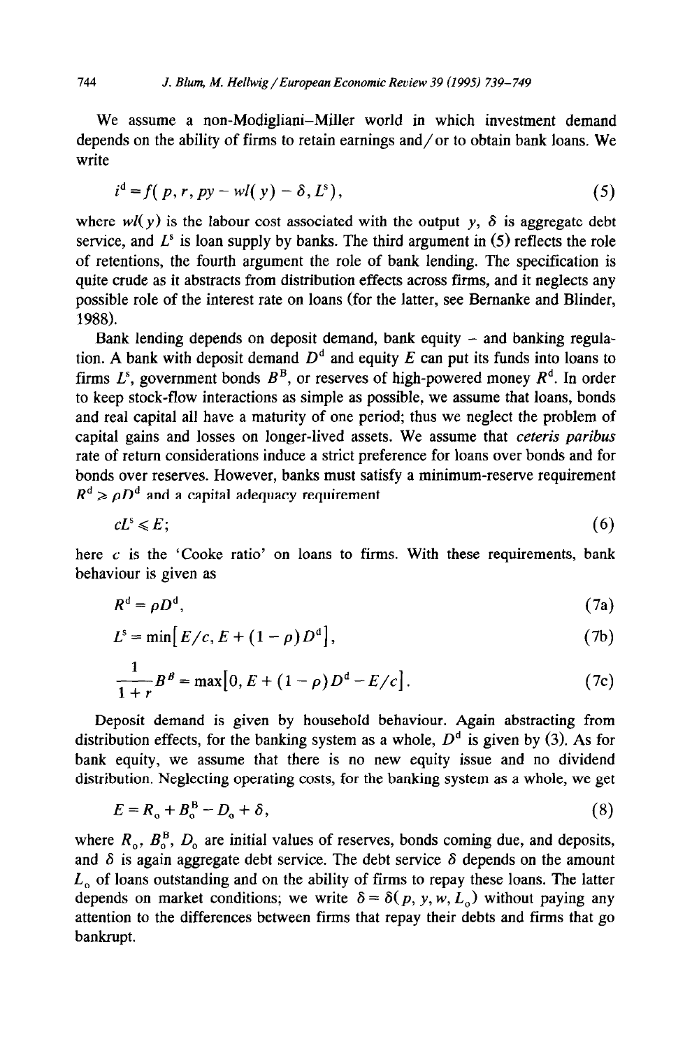We assume a non-Modigliani–Miller world in which investment demand depends on the ability of firms to retain earnings and/or to obtain bank loans. We write

$$i^{d} = f(p, r, py - wl(y) - \delta, L^{s}), \tag{5}$$

where $wl(y)$ is the labour cost associated with the output $y$, $\delta$ is aggregate debt service, and $L^{s}$ is loan supply by banks. The third argument in (5) reflects the role of retentions, the fourth argument the role of bank lending. The specification is quite crude as it abstracts from distribution effects across firms, and it neglects any possible role of the interest rate on loans (for the latter, see Bernanke and Blinder, 1988).

Bank lending depends on deposit demand, bank equity – and banking regulation. A bank with deposit demand $D^{d}$ and equity $E$ can put its funds into loans to firms $L^{s}$, government bonds $B^{B}$, or reserves of high-powered money $R^{d}$. In order to keep stock-flow interactions as simple as possible, we assume that loans, bonds and real capital all have a maturity of one period; thus we neglect the problem of capital gains and losses on longer-lived assets. We assume that *ceteris paribus* rate of return considerations induce a strict preference for loans over bonds and for bonds over reserves. However, banks must satisfy a minimum-reserve requirement $R^{d} \geq \rho D^{d}$ and a capital adequacy requirement

$$cL^{s} \leq E; \tag{6}$$

here $c$ is the 'Cooke ratio' on loans to firms. With these requirements, bank behaviour is given as

$$R^{d} = \rho D^{d}, \tag{7a}$$

$$L^{s} = \min\left[E/c, E + (1-\rho)D^{d}\right], \tag{7b}$$

$$\frac{1}{1+r}B^{B} = \max\left[0, E + (1-\rho)D^{d} - E/c\right]. \tag{7c}$$

Deposit demand is given by household behaviour. Again abstracting from distribution effects, for the banking system as a whole, $D^{d}$ is given by (3). As for bank equity, we assume that there is no new equity issue and no dividend distribution. Neglecting operating costs, for the banking system as a whole, we get

$$E = R_{0} + B_{0}^{B} - D_{0} + \delta, \tag{8}$$

where $R_{0}$, $B_{0}^{B}$, $D_{0}$ are initial values of reserves, bonds coming due, and deposits, and $\delta$ is again aggregate debt service. The debt service $\delta$ depends on the amount $L_{0}$ of loans outstanding and on the ability of firms to repay these loans. The latter depends on market conditions; we write $\delta = \delta(p, y, w, L_{0})$ without paying any attention to the differences between firms that repay their debts and firms that go bankrupt.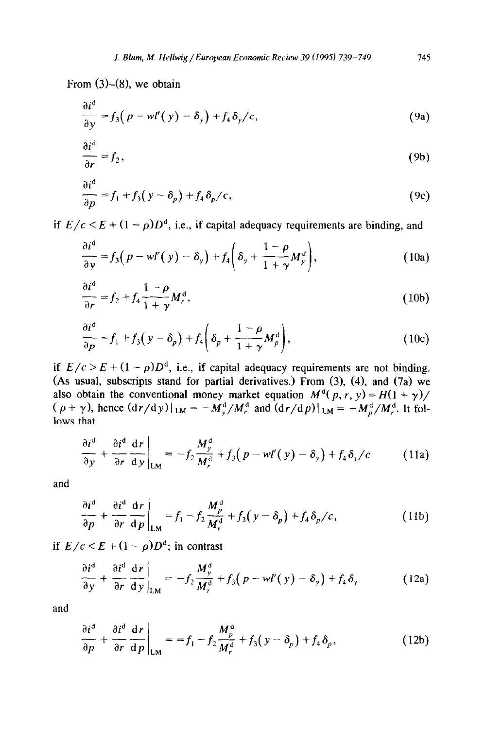From (3)–(8), we obtain

$$\frac{\partial i^{\mathrm{d}}}{\partial y} = f_3\left(p - wl'(y) - \delta_y\right) + f_4 \delta_y / c, \tag{9a}$$

$$\frac{\partial i^{\mathrm{d}}}{\partial r} = f_2, \tag{9b}$$

$$\frac{\partial i^{\mathrm{d}}}{\partial p} = f_1 + f_3\left(y - \delta_p\right) + f_4 \delta_p / c, \tag{9c}$$

if $E/c < E + (1-\rho)D^{\mathrm{d}}$, i.e., if capital adequacy requirements are binding, and

$$\frac{\partial i^{\mathrm{d}}}{\partial y} = f_3\left(p - wl'(y) - \delta_y\right) + f_4\left(\delta_y + \frac{1-\rho}{1+\gamma} M_y^{\mathrm{d}}\right), \tag{10a}$$

$$\frac{\partial i^{\mathrm{d}}}{\partial r} = f_2 + f_4 \frac{1-\rho}{1+\gamma} M_r^{\mathrm{d}}, \tag{10b}$$

$$\frac{\partial i^{\mathrm{d}}}{\partial p} = f_1 + f_3\left(y - \delta_p\right) + f_4\left(\delta_p + \frac{1-\rho}{1+\gamma} M_p^{\mathrm{d}}\right), \tag{10c}$$

if $E/c > E + (1-\rho)D^{\mathrm{d}}$, i.e., if capital adequacy requirements are not binding. (As usual, subscripts stand for partial derivatives.) From (3), (4), and (7a) we also obtain the conventional money market equation $M^{\mathrm{d}}(p, r, y) = H(1+\gamma)/(\rho+\gamma)$, hence $(\mathrm{d}r/\mathrm{d}y)|_{\mathrm{LM}} = -M_y^{\mathrm{d}}/M_r^{\mathrm{d}}$ and $(\mathrm{d}r/\mathrm{d}p)|_{\mathrm{LM}} = -M_p^{\mathrm{d}}/M_r^{\mathrm{d}}$. It follows that

$$\frac{\partial i^{\mathrm{d}}}{\partial y} + \frac{\partial i^{\mathrm{d}}}{\partial r}\left.\frac{\mathrm{d}r}{\mathrm{d}y}\right|_{\mathrm{LM}} = -f_2 \frac{M_y^{\mathrm{d}}}{M_r^{\mathrm{d}}} + f_3\left(p - wl'(y) - \delta_y\right) + f_4 \delta_y / c \tag{11a}$$

and

$$\frac{\partial i^{\mathrm{d}}}{\partial p} + \frac{\partial i^{\mathrm{d}}}{\partial r}\left.\frac{\mathrm{d}r}{\mathrm{d}p}\right|_{\mathrm{LM}} = f_1 - f_2 \frac{M_p^{\mathrm{d}}}{M_r^{\mathrm{d}}} + f_3\left(y - \delta_p\right) + f_4 \delta_p / c, \tag{11b}$$

if $E/c < E + (1-\rho)D^{\mathrm{d}}$; in contrast

$$\frac{\partial i^{\mathrm{d}}}{\partial y} + \frac{\partial i^{\mathrm{d}}}{\partial r}\left.\frac{\mathrm{d}r}{\mathrm{d}y}\right|_{\mathrm{LM}} = -f_2 \frac{M_y^{\mathrm{d}}}{M_r^{\mathrm{d}}} + f_3\left(p - wl'(y) - \delta_y\right) + f_4 \delta_y \tag{12a}$$

and

$$\frac{\partial i^{\mathrm{d}}}{\partial p} + \frac{\partial i^{\mathrm{d}}}{\partial r}\left.\frac{\mathrm{d}r}{\mathrm{d}p}\right|_{\mathrm{LM}} = = f_1 - f_2 \frac{M_p^{\mathrm{d}}}{M_r^{\mathrm{d}}} + f_3\left(y - \delta_p\right) + f_4 \delta_p, \tag{12b}$$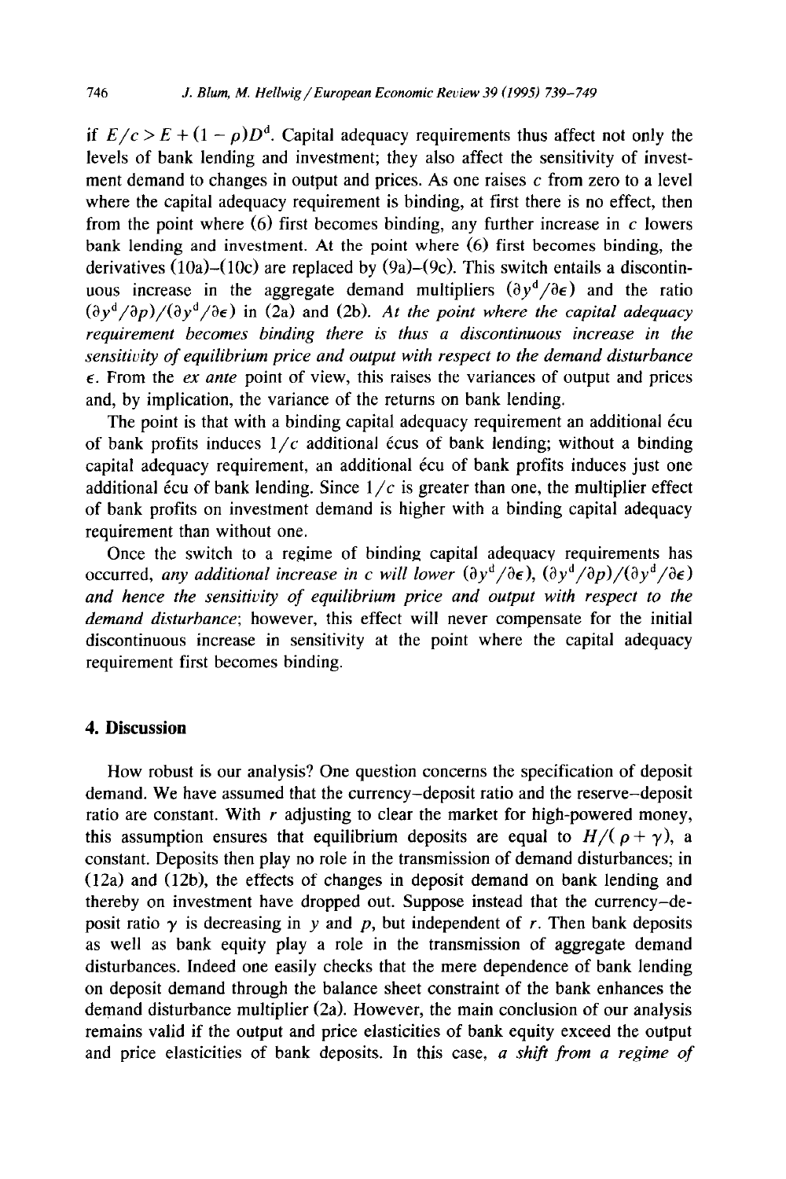if $E/c > E + (1-\rho)D^d$. Capital adequacy requirements thus affect not only the levels of bank lending and investment; they also affect the sensitivity of investment demand to changes in output and prices. As one raises $c$ from zero to a level where the capital adequacy requirement is binding, at first there is no effect, then from the point where (6) first becomes binding, any further increase in $c$ lowers bank lending and investment. At the point where (6) first becomes binding, the derivatives (10a)–(10c) are replaced by (9a)–(9c). This switch entails a discontinuous increase in the aggregate demand multipliers $(\partial y^d/\partial \epsilon)$ and the ratio $(\partial y^d/\partial p)/(\partial y^d/\partial \epsilon)$ in (2a) and (2b). *At the point where the capital adequacy requirement becomes binding there is thus a discontinuous increase in the sensitivity of equilibrium price and output with respect to the demand disturbance* $\epsilon$. From the *ex ante* point of view, this raises the variances of output and prices and, by implication, the variance of the returns on bank lending.

The point is that with a binding capital adequacy requirement an additional écu of bank profits induces $1/c$ additional écus of bank lending; without a binding capital adequacy requirement, an additional écu of bank profits induces just one additional écu of bank lending. Since $1/c$ is greater than one, the multiplier effect of bank profits on investment demand is higher with a binding capital adequacy requirement than without one.

Once the switch to a regime of binding capital adequacy requirements has occurred, *any additional increase in* $c$ *will lower* $(\partial y^d/\partial \epsilon)$, $(\partial y^d/\partial p)/(\partial y^d/\partial \epsilon)$ *and hence the sensitivity of equilibrium price and output with respect to the demand disturbance*; however, this effect will never compensate for the initial discontinuous increase in sensitivity at the point where the capital adequacy requirement first becomes binding.

## 4. Discussion

How robust is our analysis? One question concerns the specification of deposit demand. We have assumed that the currency–deposit ratio and the reserve–deposit ratio are constant. With $r$ adjusting to clear the market for high-powered money, this assumption ensures that equilibrium deposits are equal to $H/(\rho+\gamma)$, a constant. Deposits then play no role in the transmission of demand disturbances; in (12a) and (12b), the effects of changes in deposit demand on bank lending and thereby on investment have dropped out. Suppose instead that the currency–deposit ratio $\gamma$ is decreasing in $y$ and $p$, but independent of $r$. Then bank deposits as well as bank equity play a role in the transmission of aggregate demand disturbances. Indeed one easily checks that the mere dependence of bank lending on deposit demand through the balance sheet constraint of the bank enhances the demand disturbance multiplier (2a). However, the main conclusion of our analysis remains valid if the output and price elasticities of bank equity exceed the output and price elasticities of bank deposits. In this case, *a shift from a regime of*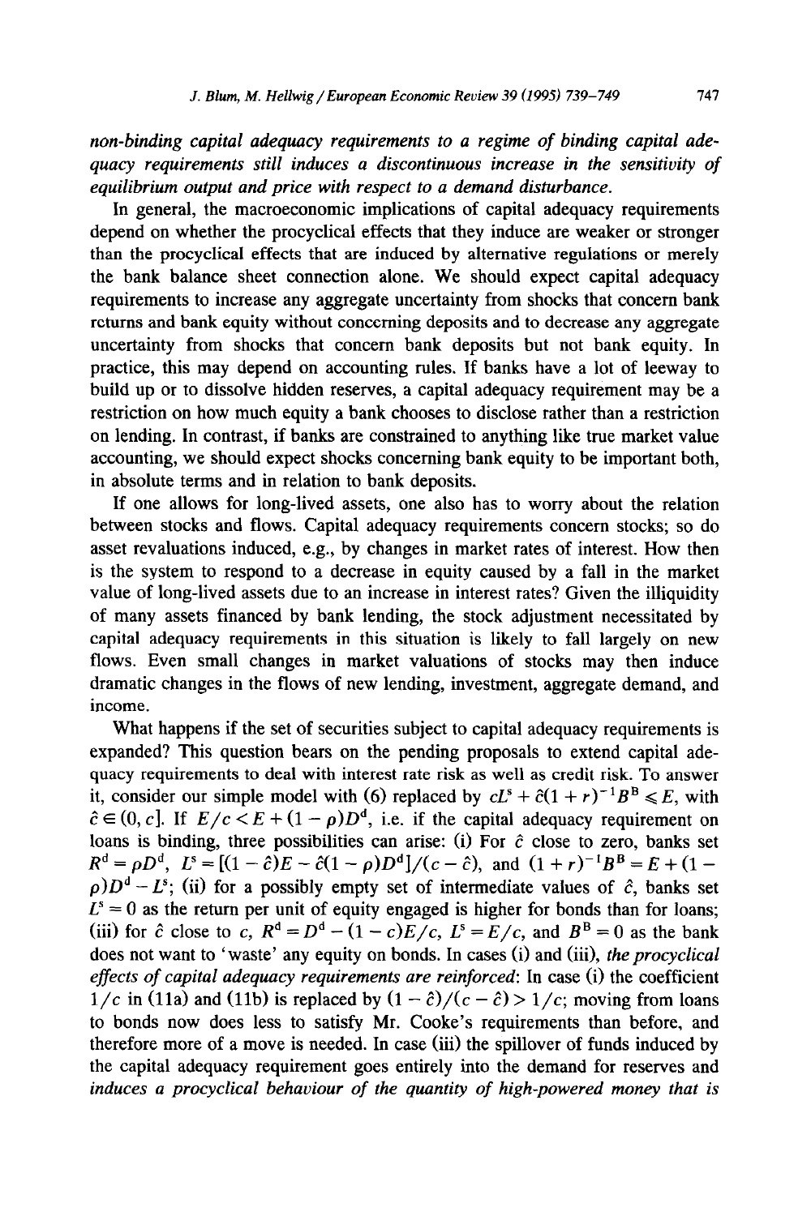*non-binding capital adequacy requirements to a regime of binding capital adequacy requirements still induces a discontinuous increase in the sensitivity of equilibrium output and price with respect to a demand disturbance.*

In general, the macroeconomic implications of capital adequacy requirements depend on whether the procyclical effects that they induce are weaker or stronger than the procyclical effects that are induced by alternative regulations or merely the bank balance sheet connection alone. We should expect capital adequacy requirements to increase any aggregate uncertainty from shocks that concern bank returns and bank equity without concerning deposits and to decrease any aggregate uncertainty from shocks that concern bank deposits but not bank equity. In practice, this may depend on accounting rules. If banks have a lot of leeway to build up or to dissolve hidden reserves, a capital adequacy requirement may be a restriction on how much equity a bank chooses to disclose rather than a restriction on lending. In contrast, if banks are constrained to anything like true market value accounting, we should expect shocks concerning bank equity to be important both, in absolute terms and in relation to bank deposits.

If one allows for long-lived assets, one also has to worry about the relation between stocks and flows. Capital adequacy requirements concern stocks; so do asset revaluations induced, e.g., by changes in market rates of interest. How then is the system to respond to a decrease in equity caused by a fall in the market value of long-lived assets due to an increase in interest rates? Given the illiquidity of many assets financed by bank lending, the stock adjustment necessitated by capital adequacy requirements in this situation is likely to fall largely on new flows. Even small changes in market valuations of stocks may then induce dramatic changes in the flows of new lending, investment, aggregate demand, and income.

What happens if the set of securities subject to capital adequacy requirements is expanded? This question bears on the pending proposals to extend capital adequacy requirements to deal with interest rate risk as well as credit risk. To answer it, consider our simple model with (6) replaced by $cL^s + \hat{c}(1+r)^{-1}B^B \leqslant E$, with $\hat{c} \in (0, c]$. If $E/c < E + (1-\rho)D^d$, i.e. if the capital adequacy requirement on loans is binding, three possibilities can arise: (i) For $\hat{c}$ close to zero, banks set $R^d = \rho D^d$, $L^s = [(1-\hat{c})E - \hat{c}(1-\rho)D^d]/(c-\hat{c})$, and $(1+r)^{-1}B^B = E + (1-\rho)D^d - L^s$; (ii) for a possibly empty set of intermediate values of $\hat{c}$, banks set $L^s = 0$ as the return per unit of equity engaged is higher for bonds than for loans; (iii) for $\hat{c}$ close to $c$, $R^d = D^d - (1-c)E/c$, $L^s = E/c$, and $B^B = 0$ as the bank does not want to 'waste' any equity on bonds. In cases (i) and (iii), *the procyclical effects of capital adequacy requirements are reinforced*: In case (i) the coefficient $1/c$ in (11a) and (11b) is replaced by $(1-\hat{c})/(c-\hat{c}) > 1/c$; moving from loans to bonds now does less to satisfy Mr. Cooke's requirements than before, and therefore more of a move is needed. In case (iii) the spillover of funds induced by the capital adequacy requirement goes entirely into the demand for reserves and *induces a procyclical behaviour of the quantity of high-powered money that is*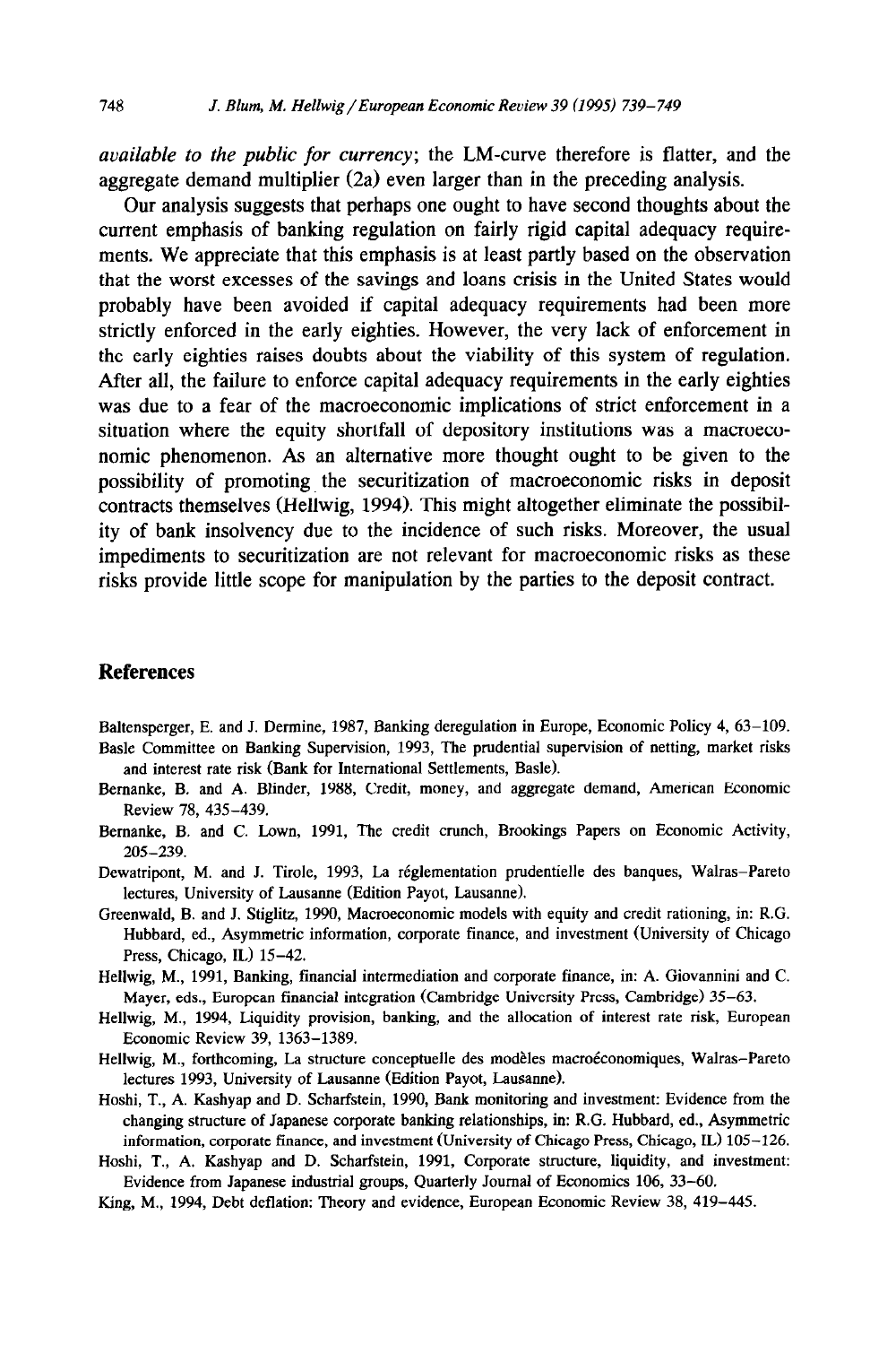*available to the public for currency*; the LM-curve therefore is flatter, and the aggregate demand multiplier (2a) even larger than in the preceding analysis.

Our analysis suggests that perhaps one ought to have second thoughts about the current emphasis of banking regulation on fairly rigid capital adequacy requirements. We appreciate that this emphasis is at least partly based on the observation that the worst excesses of the savings and loans crisis in the United States would probably have been avoided if capital adequacy requirements had been more strictly enforced in the early eighties. However, the very lack of enforcement in the early eighties raises doubts about the viability of this system of regulation. After all, the failure to enforce capital adequacy requirements in the early eighties was due to a fear of the macroeconomic implications of strict enforcement in a situation where the equity shortfall of depository institutions was a macroeconomic phenomenon. As an alternative more thought ought to be given to the possibility of promoting the securitization of macroeconomic risks in deposit contracts themselves (Hellwig, 1994). This might altogether eliminate the possibility of bank insolvency due to the incidence of such risks. Moreover, the usual impediments to securitization are not relevant for macroeconomic risks as these risks provide little scope for manipulation by the parties to the deposit contract.

## References

Baltensperger, E. and J. Dermine, 1987, Banking deregulation in Europe, Economic Policy 4, 63–109.

Basle Committee on Banking Supervision, 1993, The prudential supervision of netting, market risks and interest rate risk (Bank for International Settlements, Basle).

Bernanke, B. and A. Blinder, 1988, Credit, money, and aggregate demand, American Economic Review 78, 435–439.

Bernanke, B. and C. Lown, 1991, The credit crunch, Brookings Papers on Economic Activity, 205–239.

Dewatripont, M. and J. Tirole, 1993, La réglementation prudentielle des banques, Walras–Pareto lectures, University of Lausanne (Edition Payot, Lausanne).

Greenwald, B. and J. Stiglitz, 1990, Macroeconomic models with equity and credit rationing, in: R.G. Hubbard, ed., Asymmetric information, corporate finance, and investment (University of Chicago Press, Chicago, IL) 15–42.

Hellwig, M., 1991, Banking, financial intermediation and corporate finance, in: A. Giovannini and C. Mayer, eds., European financial integration (Cambridge University Press, Cambridge) 35–63.

Hellwig, M., 1994, Liquidity provision, banking, and the allocation of interest rate risk, European Economic Review 39, 1363–1389.

Hellwig, M., forthcoming, La structure conceptuelle des modèles macroéconomiques, Walras–Pareto lectures 1993, University of Lausanne (Edition Payot, Lausanne).

Hoshi, T., A. Kashyap and D. Scharfstein, 1990, Bank monitoring and investment: Evidence from the changing structure of Japanese corporate banking relationships, in: R.G. Hubbard, ed., Asymmetric information, corporate finance, and investment (University of Chicago Press, Chicago, IL) 105–126.

Hoshi, T., A. Kashyap and D. Scharfstein, 1991, Corporate structure, liquidity, and investment: Evidence from Japanese industrial groups, Quarterly Journal of Economics 106, 33–60.

King, M., 1994, Debt deflation: Theory and evidence, European Economic Review 38, 419–445.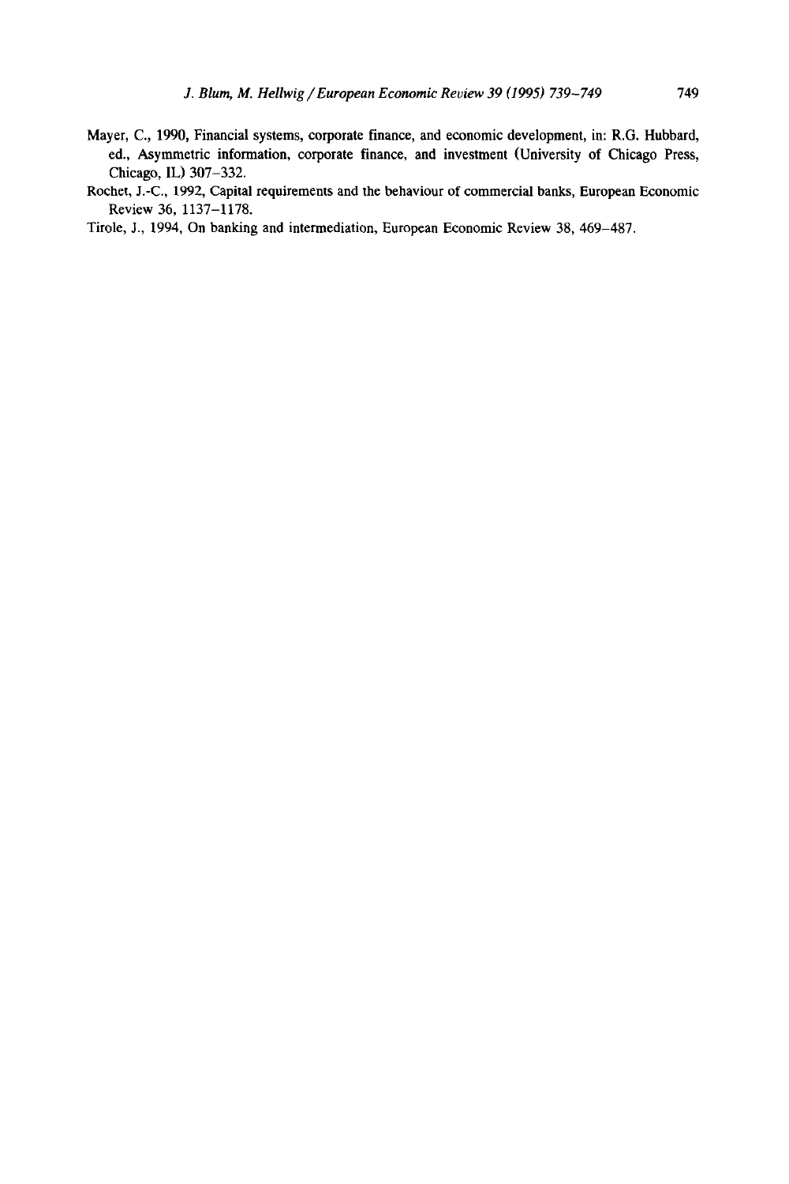Mayer, C., 1990, Financial systems, corporate finance, and economic development, in: R.G. Hubbard, ed., Asymmetric information, corporate finance, and investment (University of Chicago Press, Chicago, IL) 307–332.

Rochet, J.-C., 1992, Capital requirements and the behaviour of commercial banks, European Economic Review 36, 1137–1178.

Tirole, J., 1994, On banking and intermediation, European Economic Review 38, 469–487.